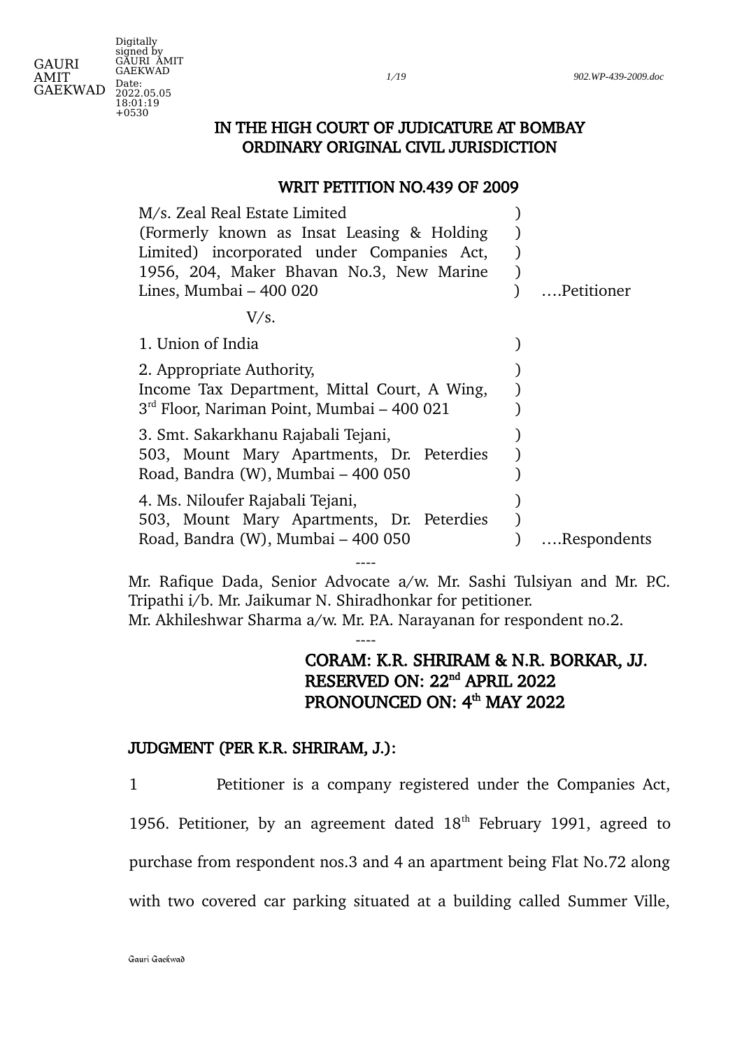# IN THE HIGH COURT OF JUDICATURE AT BOMBAY
## ORDINARY ORIGINAL CIVIL JURISDICTION

### WRIT PETITION NO.439 OF 2009

M/s. Zeal Real Estate Limited (Formerly known as Insat Leasing & Holding Limited) incorporated under Companies Act, 1956, 204, Maker Bhavan No.3, New Marine Lines, Mumbai – 400 020 ) ….Petitioner

V/s.

1. Union of India )

2. Appropriate Authority, Income Tax Department, Mittal Court, A Wing, 3rd Floor, Nariman Point, Mumbai – 400 021 )

3. Smt. Sakarkhanu Rajabali Tejani, 503, Mount Mary Apartments, Dr. Peterdies Road, Bandra (W), Mumbai – 400 050 )

4. Ms. Niloufer Rajabali Tejani, 503, Mount Mary Apartments, Dr. Peterdies Road, Bandra (W), Mumbai – 400 050 ) ….Respondents

----

Mr. Rafique Dada, Senior Advocate a/w. Mr. Sashi Tulsiyan and Mr. P.C. Tripathi i/b. Mr. Jaikumar N. Shiradhonkar for petitioner.
Mr. Akhileshwar Sharma a/w. Mr. P.A. Narayanan for respondent no.2.

----

**CORAM: K.R. SHRIRAM & N.R. BORKAR, JJ.**
**RESERVED ON: 22nd APRIL 2022**
**PRONOUNCED ON: 4th MAY 2022**

**JUDGMENT (PER K.R. SHRIRAM, J.):**

1 Petitioner is a company registered under the Companies Act, 1956. Petitioner, by an agreement dated 18th February 1991, agreed to purchase from respondent nos.3 and 4 an apartment being Flat No.72 along with two covered car parking situated at a building called Summer Ville,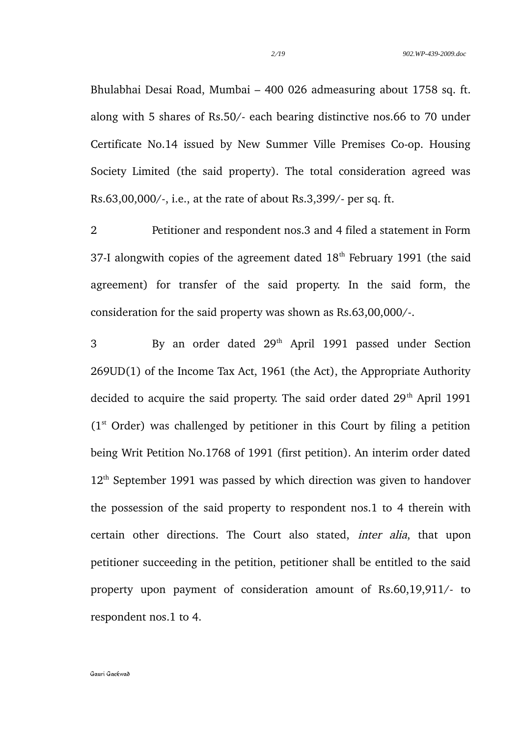Bhulabhai Desai Road, Mumbai – 400 026 admeasuring about 1758 sq. ft. along with 5 shares of Rs.50/- each bearing distinctive nos.66 to 70 under Certificate No.14 issued by New Summer Ville Premises Co-op. Housing Society Limited (the said property). The total consideration agreed was Rs.63,00,000/-, i.e., at the rate of about Rs.3,399/- per sq. ft.

2 Petitioner and respondent nos.3 and 4 filed a statement in Form 37-I alongwith copies of the agreement dated 18th February 1991 (the said agreement) for transfer of the said property. In the said form, the consideration for the said property was shown as Rs.63,00,000/-.

3 By an order dated 29th April 1991 passed under Section 269UD(1) of the Income Tax Act, 1961 (the Act), the Appropriate Authority decided to acquire the said property. The said order dated 29th April 1991 (1st Order) was challenged by petitioner in this Court by filing a petition being Writ Petition No.1768 of 1991 (first petition). An interim order dated 12th September 1991 was passed by which direction was given to handover the possession of the said property to respondent nos.1 to 4 therein with certain other directions. The Court also stated, *inter alia*, that upon petitioner succeeding in the petition, petitioner shall be entitled to the said property upon payment of consideration amount of Rs.60,19,911/- to respondent nos.1 to 4.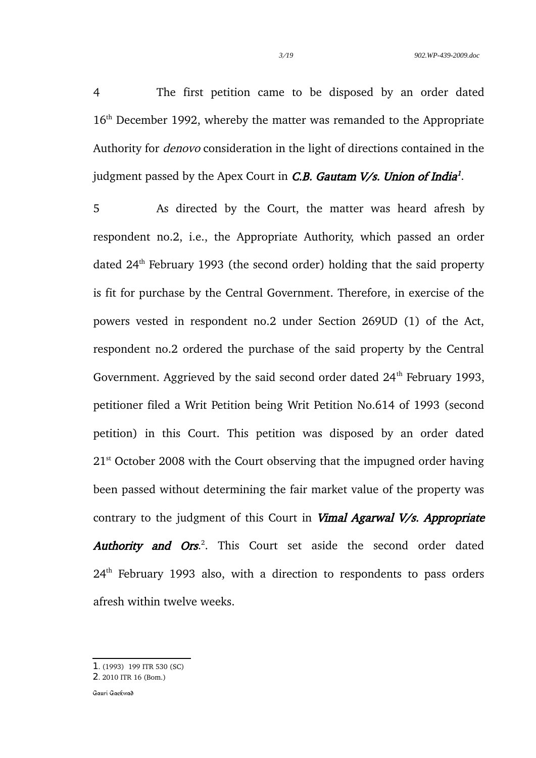4 The first petition came to be disposed by an order dated 16th December 1992, whereby the matter was remanded to the Appropriate Authority for *denovo* consideration in the light of directions contained in the judgment passed by the Apex Court in ***C.B. Gautam V/s. Union of India***[1].

5 As directed by the Court, the matter was heard afresh by respondent no.2, i.e., the Appropriate Authority, which passed an order dated 24th February 1993 (the second order) holding that the said property is fit for purchase by the Central Government. Therefore, in exercise of the powers vested in respondent no.2 under Section 269UD (1) of the Act, respondent no.2 ordered the purchase of the said property by the Central Government. Aggrieved by the said second order dated 24th February 1993, petitioner filed a Writ Petition being Writ Petition No.614 of 1993 (second petition) in this Court. This petition was disposed by an order dated 21st October 2008 with the Court observing that the impugned order having been passed without determining the fair market value of the property was contrary to the judgment of this Court in ***Vimal Agarwal V/s. Appropriate Authority and Ors.***[2]. This Court set aside the second order dated 24th February 1993 also, with a direction to respondents to pass orders afresh within twelve weeks.

---

1. (1993) 199 ITR 530 (SC)
2. 2010 ITR 16 (Bom.)

Gauri Gaekwad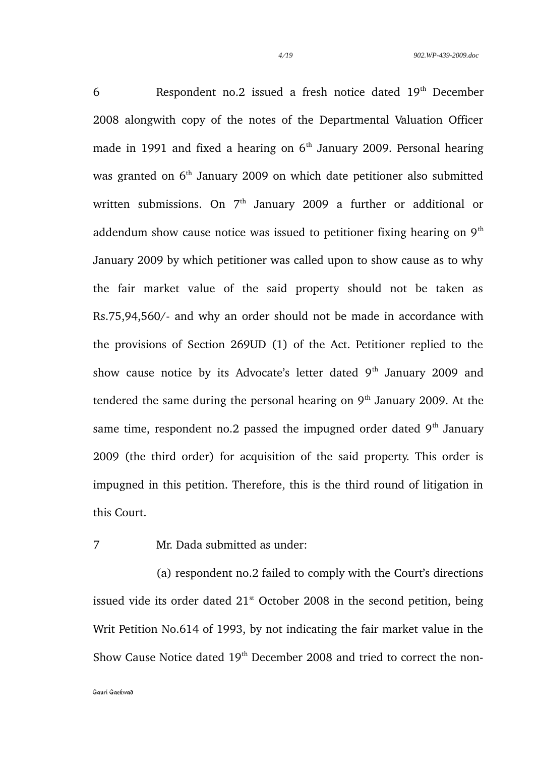6 Respondent no.2 issued a fresh notice dated 19th December 2008 alongwith copy of the notes of the Departmental Valuation Officer made in 1991 and fixed a hearing on 6th January 2009. Personal hearing was granted on 6th January 2009 on which date petitioner also submitted written submissions. On 7th January 2009 a further or additional or addendum show cause notice was issued to petitioner fixing hearing on 9th January 2009 by which petitioner was called upon to show cause as to why the fair market value of the said property should not be taken as Rs.75,94,560/- and why an order should not be made in accordance with the provisions of Section 269UD (1) of the Act. Petitioner replied to the show cause notice by its Advocate's letter dated 9th January 2009 and tendered the same during the personal hearing on 9th January 2009. At the same time, respondent no.2 passed the impugned order dated 9th January 2009 (the third order) for acquisition of the said property. This order is impugned in this petition. Therefore, this is the third round of litigation in this Court.

7 Mr. Dada submitted as under:

(a) respondent no.2 failed to comply with the Court's directions issued vide its order dated 21st October 2008 in the second petition, being Writ Petition No.614 of 1993, by not indicating the fair market value in the Show Cause Notice dated 19th December 2008 and tried to correct the non-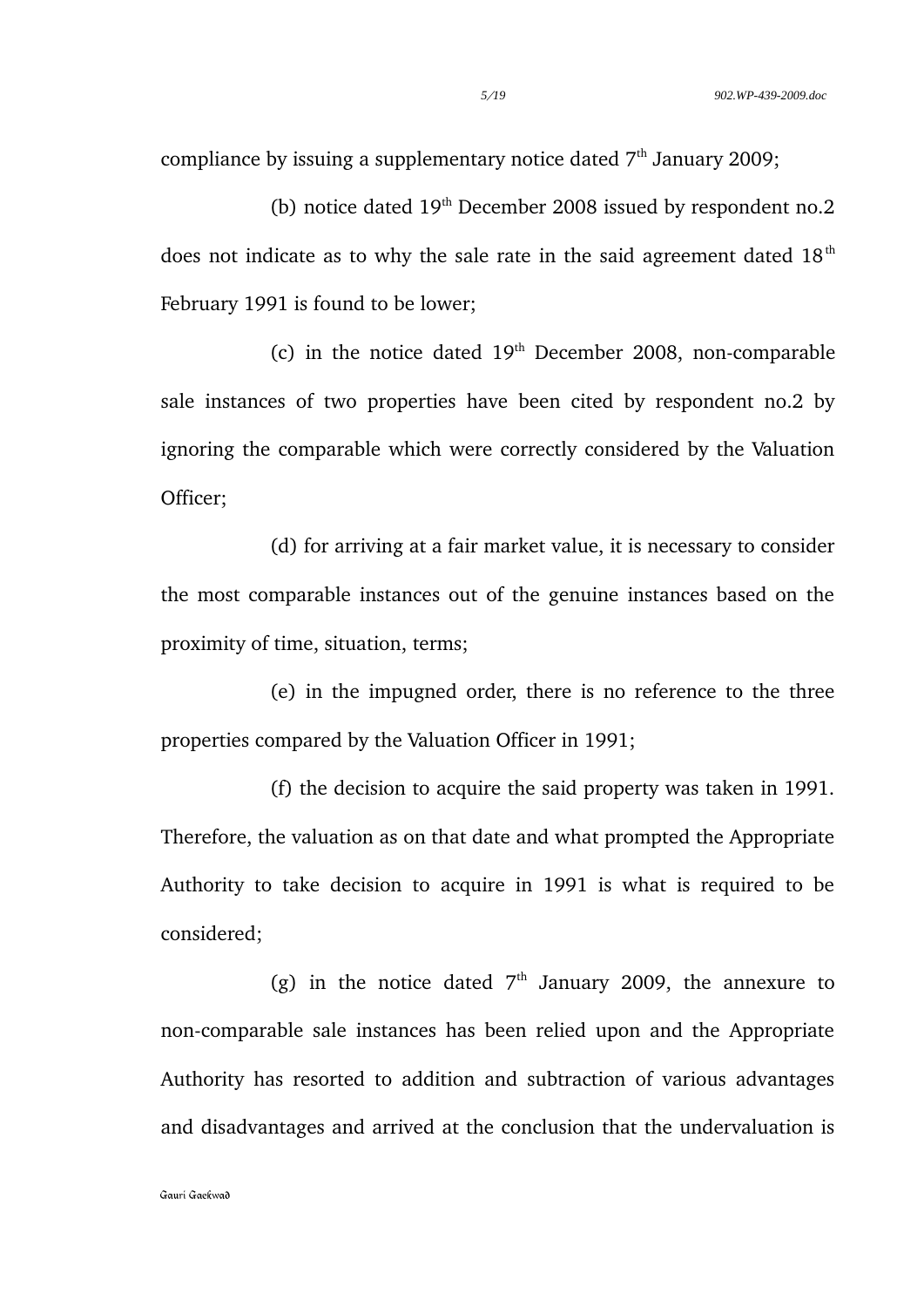compliance by issuing a supplementary notice dated 7th January 2009;

(b) notice dated 19th December 2008 issued by respondent no.2 does not indicate as to why the sale rate in the said agreement dated 18th February 1991 is found to be lower;

(c) in the notice dated 19th December 2008, non-comparable sale instances of two properties have been cited by respondent no.2 by ignoring the comparable which were correctly considered by the Valuation Officer;

(d) for arriving at a fair market value, it is necessary to consider the most comparable instances out of the genuine instances based on the proximity of time, situation, terms;

(e) in the impugned order, there is no reference to the three properties compared by the Valuation Officer in 1991;

(f) the decision to acquire the said property was taken in 1991. Therefore, the valuation as on that date and what prompted the Appropriate Authority to take decision to acquire in 1991 is what is required to be considered;

(g) in the notice dated 7th January 2009, the annexure to non-comparable sale instances has been relied upon and the Appropriate Authority has resorted to addition and subtraction of various advantages and disadvantages and arrived at the conclusion that the undervaluation is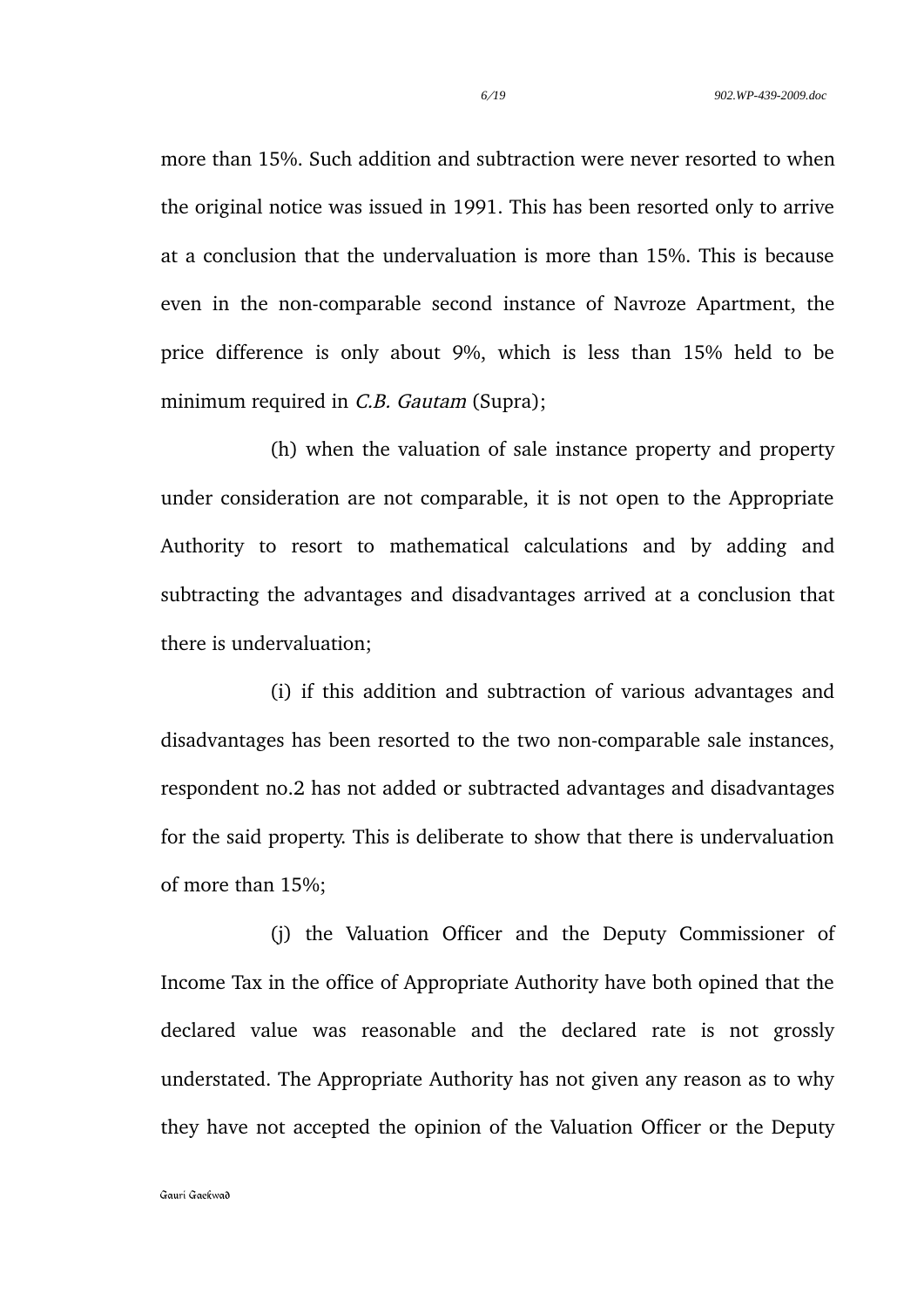more than 15%. Such addition and subtraction were never resorted to when the original notice was issued in 1991. This has been resorted only to arrive at a conclusion that the undervaluation is more than 15%. This is because even in the non-comparable second instance of Navroze Apartment, the price difference is only about 9%, which is less than 15% held to be minimum required in *C.B. Gautam* (Supra);

(h) when the valuation of sale instance property and property under consideration are not comparable, it is not open to the Appropriate Authority to resort to mathematical calculations and by adding and subtracting the advantages and disadvantages arrived at a conclusion that there is undervaluation;

(i) if this addition and subtraction of various advantages and disadvantages has been resorted to the two non-comparable sale instances, respondent no.2 has not added or subtracted advantages and disadvantages for the said property. This is deliberate to show that there is undervaluation of more than 15%;

(j) the Valuation Officer and the Deputy Commissioner of Income Tax in the office of Appropriate Authority have both opined that the declared value was reasonable and the declared rate is not grossly understated. The Appropriate Authority has not given any reason as to why they have not accepted the opinion of the Valuation Officer or the Deputy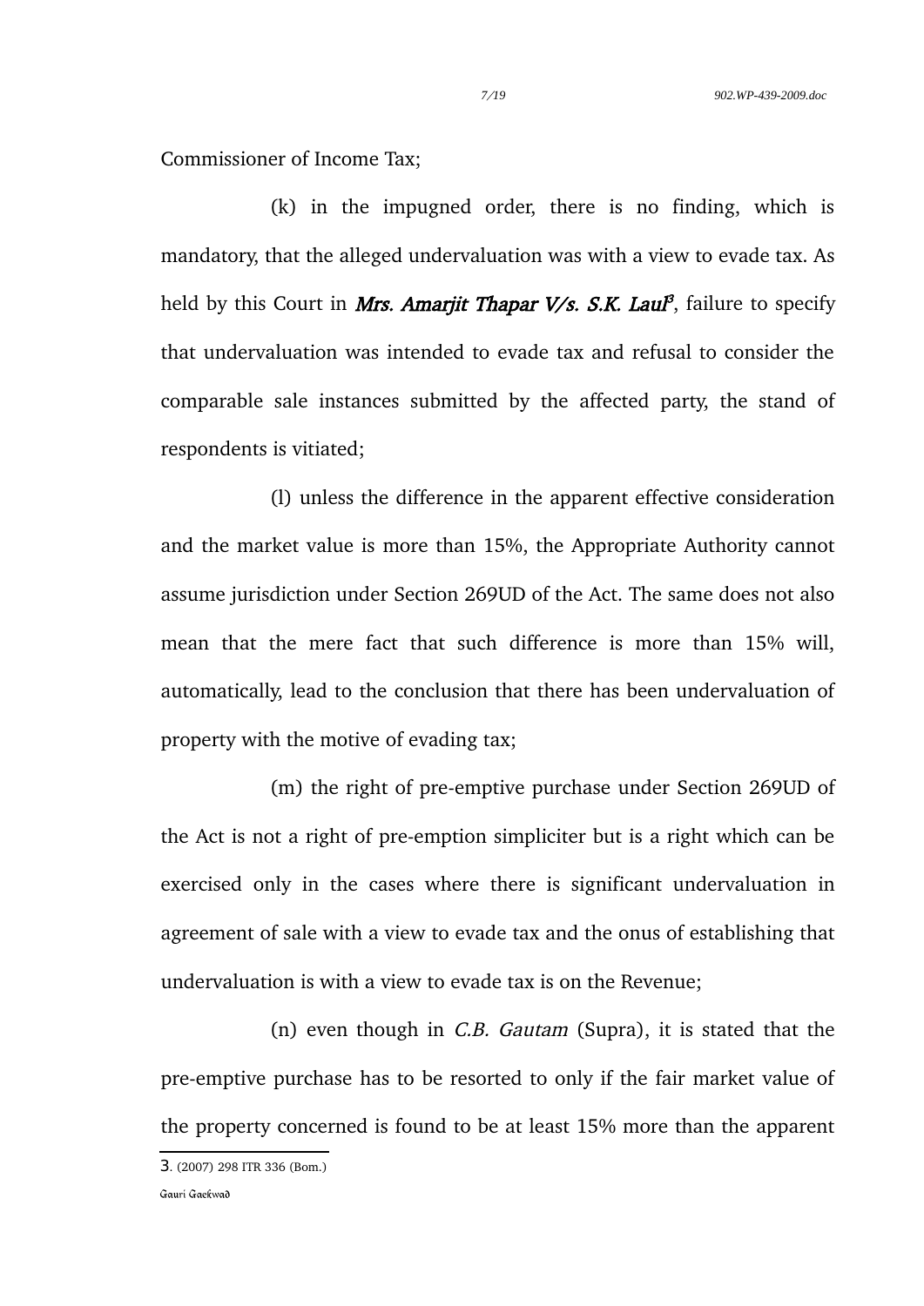Commissioner of Income Tax;

(k) in the impugned order, there is no finding, which is mandatory, that the alleged undervaluation was with a view to evade tax. As held by this Court in ***Mrs. Amarjit Thapar V/s. S.K. Laul***[3], failure to specify that undervaluation was intended to evade tax and refusal to consider the comparable sale instances submitted by the affected party, the stand of respondents is vitiated;

(l) unless the difference in the apparent effective consideration and the market value is more than 15%, the Appropriate Authority cannot assume jurisdiction under Section 269UD of the Act. The same does not also mean that the mere fact that such difference is more than 15% will, automatically, lead to the conclusion that there has been undervaluation of property with the motive of evading tax;

(m) the right of pre-emptive purchase under Section 269UD of the Act is not a right of pre-emption simpliciter but is a right which can be exercised only in the cases where there is significant undervaluation in agreement of sale with a view to evade tax and the onus of establishing that undervaluation is with a view to evade tax is on the Revenue;

(n) even though in *C.B. Gautam* (Supra), it is stated that the pre-emptive purchase has to be resorted to only if the fair market value of the property concerned is found to be at least 15% more than the apparent

---

3. (2007) 298 ITR 336 (Bom.)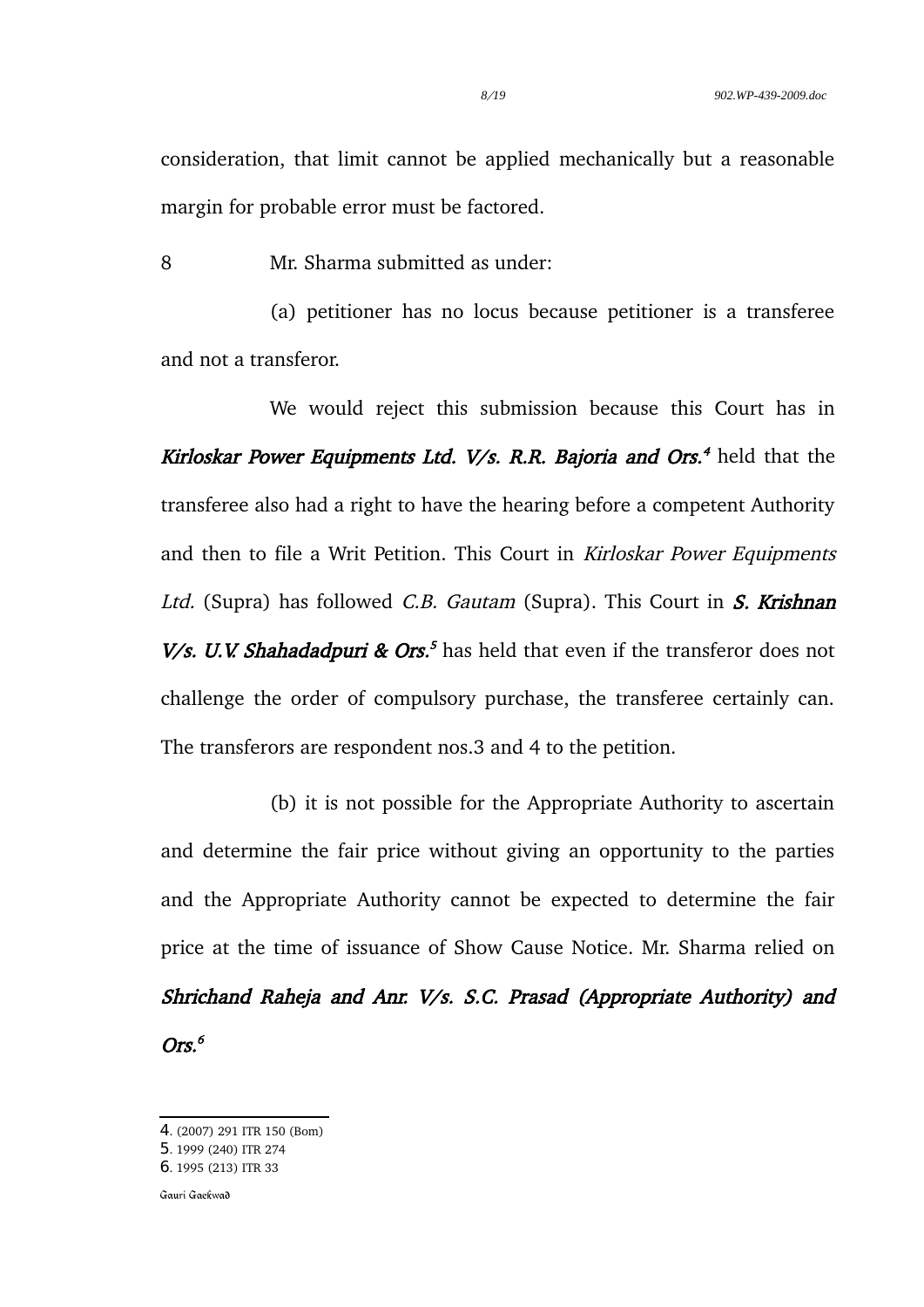consideration, that limit cannot be applied mechanically but a reasonable margin for probable error must be factored.

8 Mr. Sharma submitted as under:

(a) petitioner has no locus because petitioner is a transferee and not a transferor.

We would reject this submission because this Court has in ***Kirloskar Power Equipments Ltd. V/s. R.R. Bajoria and Ors.***[4] held that the transferee also had a right to have the hearing before a competent Authority and then to file a Writ Petition. This Court in *Kirloskar Power Equipments Ltd.* (Supra) has followed *C.B. Gautam* (Supra). This Court in ***S. Krishnan V/s. U.V. Shahadadpuri & Ors.***[5] has held that even if the transferor does not challenge the order of compulsory purchase, the transferee certainly can. The transferors are respondent nos.3 and 4 to the petition.

(b) it is not possible for the Appropriate Authority to ascertain and determine the fair price without giving an opportunity to the parties and the Appropriate Authority cannot be expected to determine the fair price at the time of issuance of Show Cause Notice. Mr. Sharma relied on ***Shrichand Raheja and Anr. V/s. S.C. Prasad (Appropriate Authority) and Ors.***[6]

---

4. (2007) 291 ITR 150 (Bom)
5. 1999 (240) ITR 274
6. 1995 (213) ITR 33

Gauri Gaekwad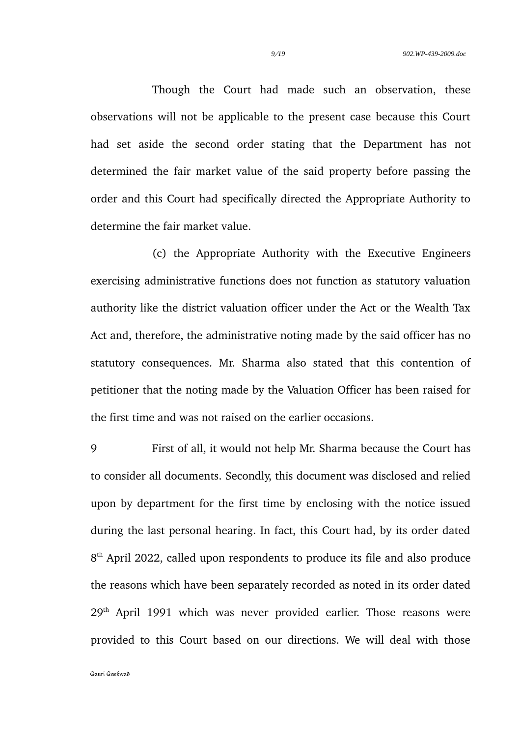Though the Court had made such an observation, these observations will not be applicable to the present case because this Court had set aside the second order stating that the Department has not determined the fair market value of the said property before passing the order and this Court had specifically directed the Appropriate Authority to determine the fair market value.

(c) the Appropriate Authority with the Executive Engineers exercising administrative functions does not function as statutory valuation authority like the district valuation officer under the Act or the Wealth Tax Act and, therefore, the administrative noting made by the said officer has no statutory consequences. Mr. Sharma also stated that this contention of petitioner that the noting made by the Valuation Officer has been raised for the first time and was not raised on the earlier occasions.

9 First of all, it would not help Mr. Sharma because the Court has to consider all documents. Secondly, this document was disclosed and relied upon by department for the first time by enclosing with the notice issued during the last personal hearing. In fact, this Court had, by its order dated 8th April 2022, called upon respondents to produce its file and also produce the reasons which have been separately recorded as noted in its order dated 29th April 1991 which was never provided earlier. Those reasons were provided to this Court based on our directions. We will deal with those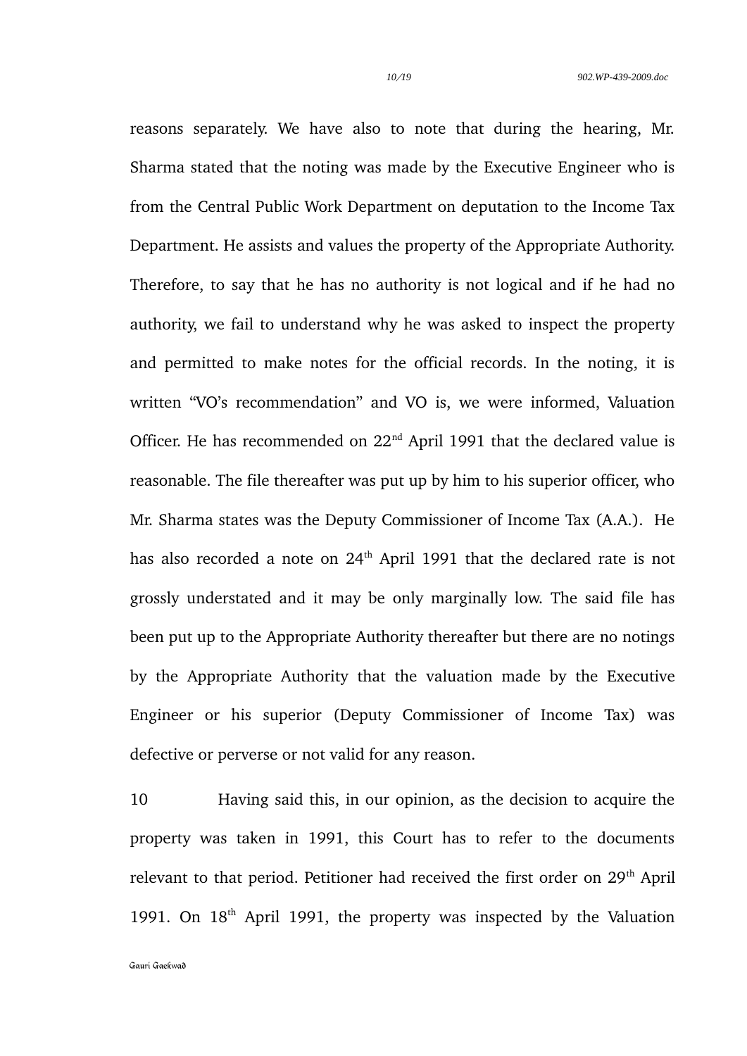reasons separately. We have also to note that during the hearing, Mr. Sharma stated that the noting was made by the Executive Engineer who is from the Central Public Work Department on deputation to the Income Tax Department. He assists and values the property of the Appropriate Authority. Therefore, to say that he has no authority is not logical and if he had no authority, we fail to understand why he was asked to inspect the property and permitted to make notes for the official records. In the noting, it is written "VO's recommendation" and VO is, we were informed, Valuation Officer. He has recommended on 22nd April 1991 that the declared value is reasonable. The file thereafter was put up by him to his superior officer, who Mr. Sharma states was the Deputy Commissioner of Income Tax (A.A.). He has also recorded a note on 24th April 1991 that the declared rate is not grossly understated and it may be only marginally low. The said file has been put up to the Appropriate Authority thereafter but there are no notings by the Appropriate Authority that the valuation made by the Executive Engineer or his superior (Deputy Commissioner of Income Tax) was defective or perverse or not valid for any reason.

10 Having said this, in our opinion, as the decision to acquire the property was taken in 1991, this Court has to refer to the documents relevant to that period. Petitioner had received the first order on 29th April 1991. On 18th April 1991, the property was inspected by the Valuation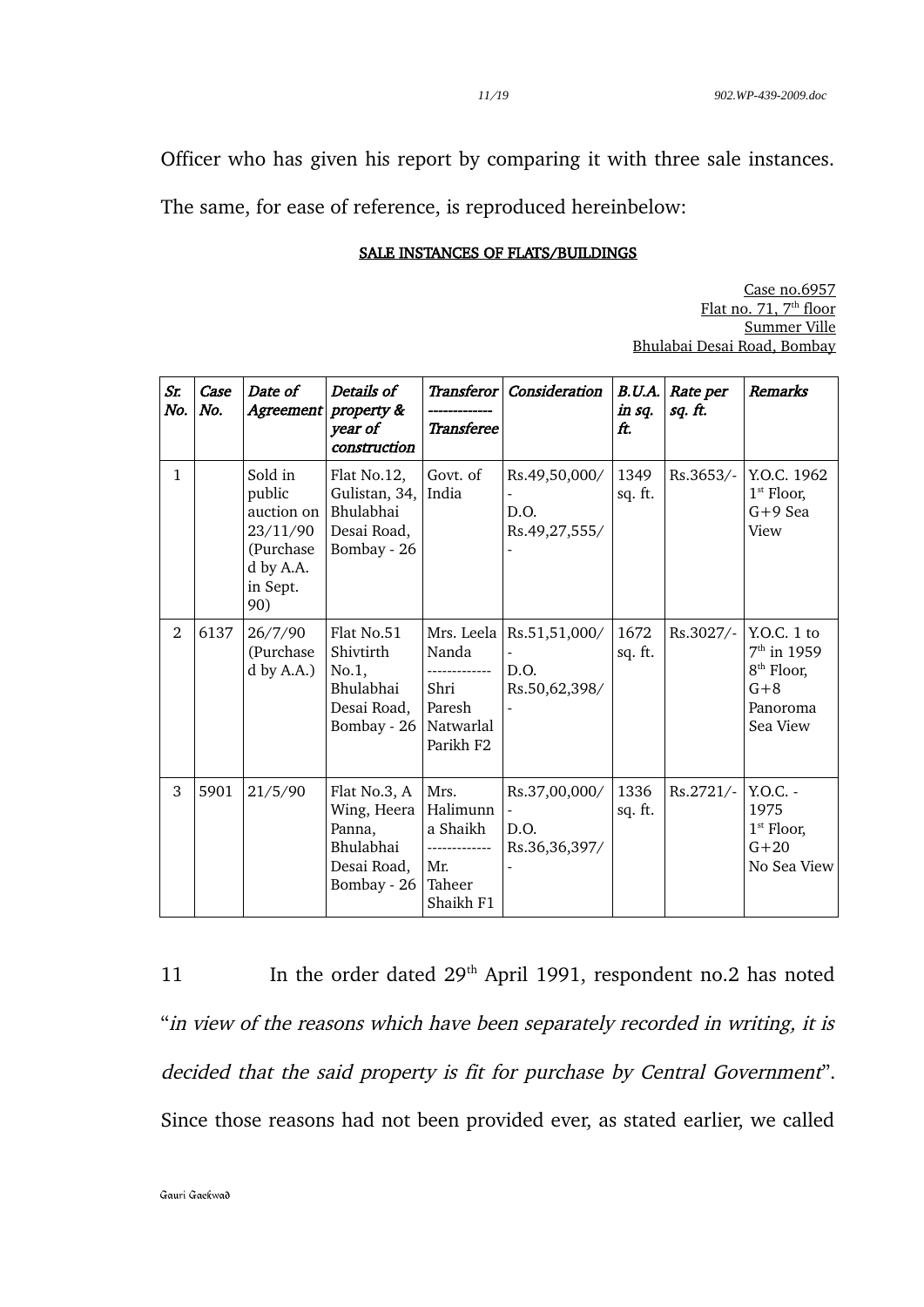Officer who has given his report by comparing it with three sale instances. The same, for ease of reference, is reproduced hereinbelow:

**SALE INSTANCES OF FLATS/BUILDINGS**

Case no.6957
Flat no. 71, 7th floor
Summer Ville
Bhulabai Desai Road, Bombay

| *Sr. No.* | *Case No.* | *Date of Agreement* | *Details of property & year of construction* | *Transferor ------------- Transferee* | *Consideration* | *B.U.A. in sq. ft.* | *Rate per sq. ft.* | *Remarks* |
|---|---|---|---|---|---|---|---|---|
| 1 | | Sold in public auction on 23/11/90 (Purchased by A.A. in Sept. 90) | Flat No.12, Gulistan, 34, Bhulabhai Desai Road, Bombay - 26 | Govt. of India | Rs.49,50,000/- D.O. Rs.49,27,555/- | 1349 sq. ft. | Rs.3653/- | Y.O.C. 1962 1st Floor, G+9 Sea View |
| 2 | 6137 | 26/7/90 (Purchased by A.A.) | Flat No.51 Shivtirth No.1, Bhulabhai Desai Road, Bombay - 26 | Mrs. Leela Nanda ------------- Shri Paresh Natwarlal Parikh F2 | Rs.51,51,000/- D.O. Rs.50,62,398/- | 1672 sq. ft. | Rs.3027/- | Y.O.C. 1 to 7th in 1959 8th Floor, G+8 Panoroma Sea View |
| 3 | 5901 | 21/5/90 | Flat No.3, A Wing, Heera Panna, Bhulabhai Desai Road, Bombay - 26 | Mrs. Halimunna Shaikh ------------- Mr. Taheer Shaikh F1 | Rs.37,00,000/- D.O. Rs.36,36,397/- | 1336 sq. ft. | Rs.2721/- | Y.O.C. - 1975 1st Floor, G+20 No Sea View |

11 In the order dated 29th April 1991, respondent no.2 has noted "*in view of the reasons which have been separately recorded in writing, it is decided that the said property is fit for purchase by Central Government*". Since those reasons had not been provided ever, as stated earlier, we called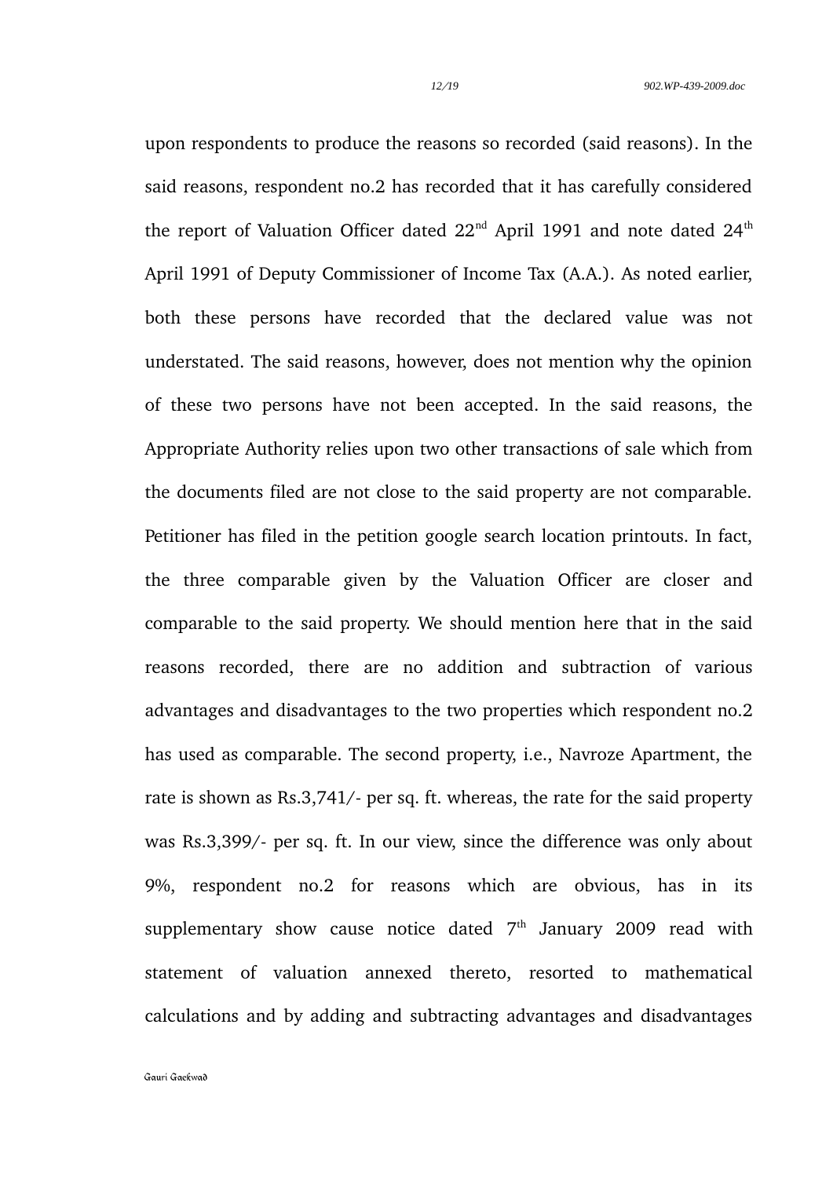upon respondents to produce the reasons so recorded (said reasons). In the said reasons, respondent no.2 has recorded that it has carefully considered the report of Valuation Officer dated 22nd April 1991 and note dated 24th April 1991 of Deputy Commissioner of Income Tax (A.A.). As noted earlier, both these persons have recorded that the declared value was not understated. The said reasons, however, does not mention why the opinion of these two persons have not been accepted. In the said reasons, the Appropriate Authority relies upon two other transactions of sale which from the documents filed are not close to the said property are not comparable. Petitioner has filed in the petition google search location printouts. In fact, the three comparable given by the Valuation Officer are closer and comparable to the said property. We should mention here that in the said reasons recorded, there are no addition and subtraction of various advantages and disadvantages to the two properties which respondent no.2 has used as comparable. The second property, i.e., Navroze Apartment, the rate is shown as Rs.3,741/- per sq. ft. whereas, the rate for the said property was Rs.3,399/- per sq. ft. In our view, since the difference was only about 9%, respondent no.2 for reasons which are obvious, has in its supplementary show cause notice dated 7th January 2009 read with statement of valuation annexed thereto, resorted to mathematical calculations and by adding and subtracting advantages and disadvantages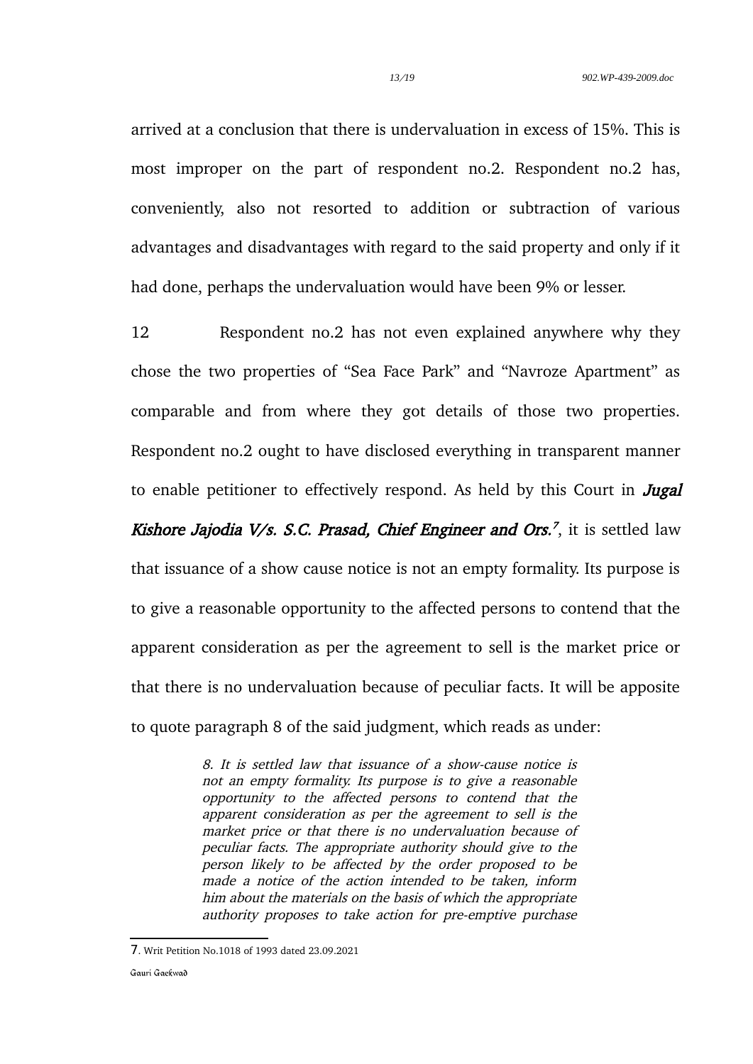arrived at a conclusion that there is undervaluation in excess of 15%. This is most improper on the part of respondent no.2. Respondent no.2 has, conveniently, also not resorted to addition or subtraction of various advantages and disadvantages with regard to the said property and only if it had done, perhaps the undervaluation would have been 9% or lesser.

12 Respondent no.2 has not even explained anywhere why they chose the two properties of "Sea Face Park" and "Navroze Apartment" as comparable and from where they got details of those two properties. Respondent no.2 ought to have disclosed everything in transparent manner to enable petitioner to effectively respond. As held by this Court in ***Jugal Kishore Jajodia V/s. S.C. Prasad, Chief Engineer and Ors.***[7], it is settled law that issuance of a show cause notice is not an empty formality. Its purpose is to give a reasonable opportunity to the affected persons to contend that the apparent consideration as per the agreement to sell is the market price or that there is no undervaluation because of peculiar facts. It will be apposite to quote paragraph 8 of the said judgment, which reads as under:

> *8. It is settled law that issuance of a show-cause notice is not an empty formality. Its purpose is to give a reasonable opportunity to the affected persons to contend that the apparent consideration as per the agreement to sell is the market price or that there is no undervaluation because of peculiar facts. The appropriate authority should give to the person likely to be affected by the order proposed to be made a notice of the action intended to be taken, inform him about the materials on the basis of which the appropriate authority proposes to take action for pre-emptive purchase*

---

7. Writ Petition No.1018 of 1993 dated 23.09.2021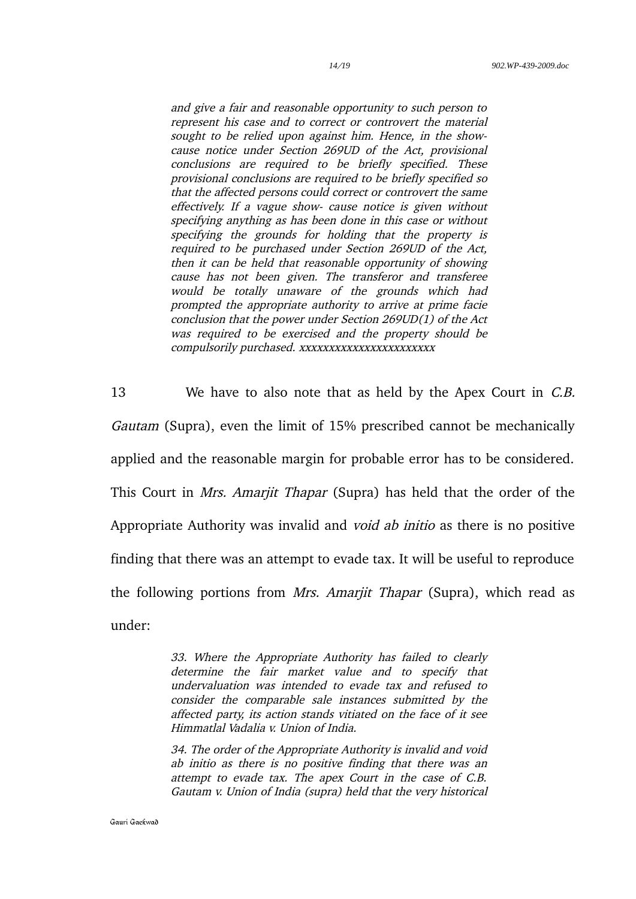> *and give a fair and reasonable opportunity to such person to represent his case and to correct or controvert the material sought to be relied upon against him. Hence, in the show-cause notice under Section 269UD of the Act, provisional conclusions are required to be briefly specified. These provisional conclusions are required to be briefly specified so that the affected persons could correct or controvert the same effectively. If a vague show- cause notice is given without specifying anything as has been done in this case or without specifying the grounds for holding that the property is required to be purchased under Section 269UD of the Act, then it can be held that reasonable opportunity of showing cause has not been given. The transferor and transferee would be totally unaware of the grounds which had prompted the appropriate authority to arrive at prime facie conclusion that the power under Section 269UD(1) of the Act was required to be exercised and the property should be compulsorily purchased. xxxxxxxxxxxxxxxxxxxxxxx*

13 We have to also note that as held by the Apex Court in *C.B. Gautam* (Supra), even the limit of 15% prescribed cannot be mechanically applied and the reasonable margin for probable error has to be considered. This Court in *Mrs. Amarjit Thapar* (Supra) has held that the order of the Appropriate Authority was invalid and *void ab initio* as there is no positive finding that there was an attempt to evade tax. It will be useful to reproduce the following portions from *Mrs. Amarjit Thapar* (Supra), which read as under:

> *33. Where the Appropriate Authority has failed to clearly determine the fair market value and to specify that undervaluation was intended to evade tax and refused to consider the comparable sale instances submitted by the affected party, its action stands vitiated on the face of it see Himmatlal Vadalia v. Union of India.*
>
> *34. The order of the Appropriate Authority is invalid and void ab initio as there is no positive finding that there was an attempt to evade tax. The apex Court in the case of C.B. Gautam v. Union of India (supra) held that the very historical*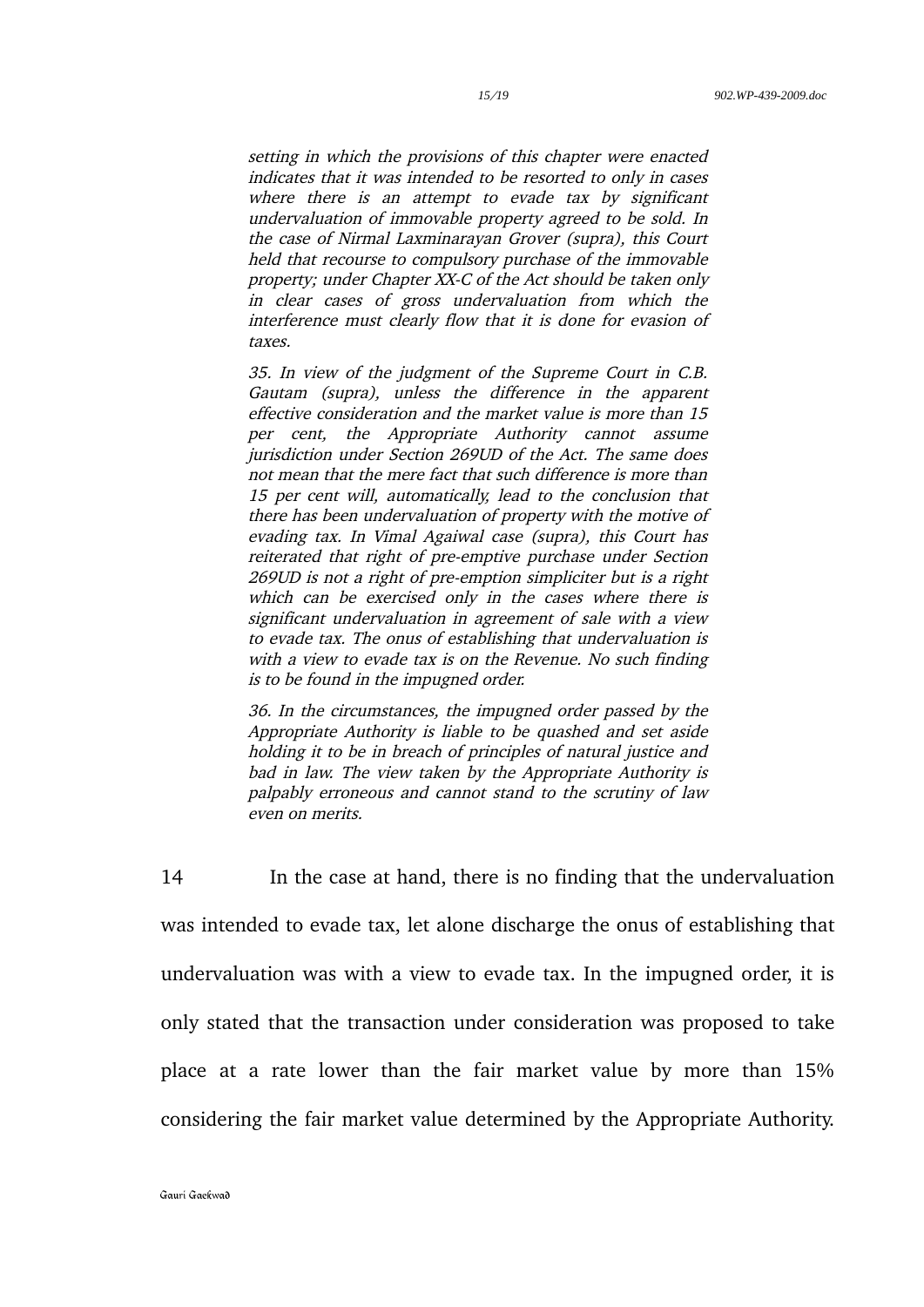*setting in which the provisions of this chapter were enacted indicates that it was intended to be resorted to only in cases where there is an attempt to evade tax by significant undervaluation of immovable property agreed to be sold. In the case of Nirmal Laxminarayan Grover (supra), this Court held that recourse to compulsory purchase of the immovable property; under Chapter XX-C of the Act should be taken only in clear cases of gross undervaluation from which the interference must clearly flow that it is done for evasion of taxes.*

*35. In view of the judgment of the Supreme Court in C.B. Gautam (supra), unless the difference in the apparent effective consideration and the market value is more than 15 per cent, the Appropriate Authority cannot assume jurisdiction under Section 269UD of the Act. The same does not mean that the mere fact that such difference is more than 15 per cent will, automatically, lead to the conclusion that there has been undervaluation of property with the motive of evading tax. In Vimal Agaiwal case (supra), this Court has reiterated that right of pre-emptive purchase under Section 269UD is not a right of pre-emption simpliciter but is a right which can be exercised only in the cases where there is significant undervaluation in agreement of sale with a view to evade tax. The onus of establishing that undervaluation is with a view to evade tax is on the Revenue. No such finding is to be found in the impugned order.*

*36. In the circumstances, the impugned order passed by the Appropriate Authority is liable to be quashed and set aside holding it to be in breach of principles of natural justice and bad in law. The view taken by the Appropriate Authority is palpably erroneous and cannot stand to the scrutiny of law even on merits.*

14 In the case at hand, there is no finding that the undervaluation was intended to evade tax, let alone discharge the onus of establishing that undervaluation was with a view to evade tax. In the impugned order, it is only stated that the transaction under consideration was proposed to take place at a rate lower than the fair market value by more than 15% considering the fair market value determined by the Appropriate Authority.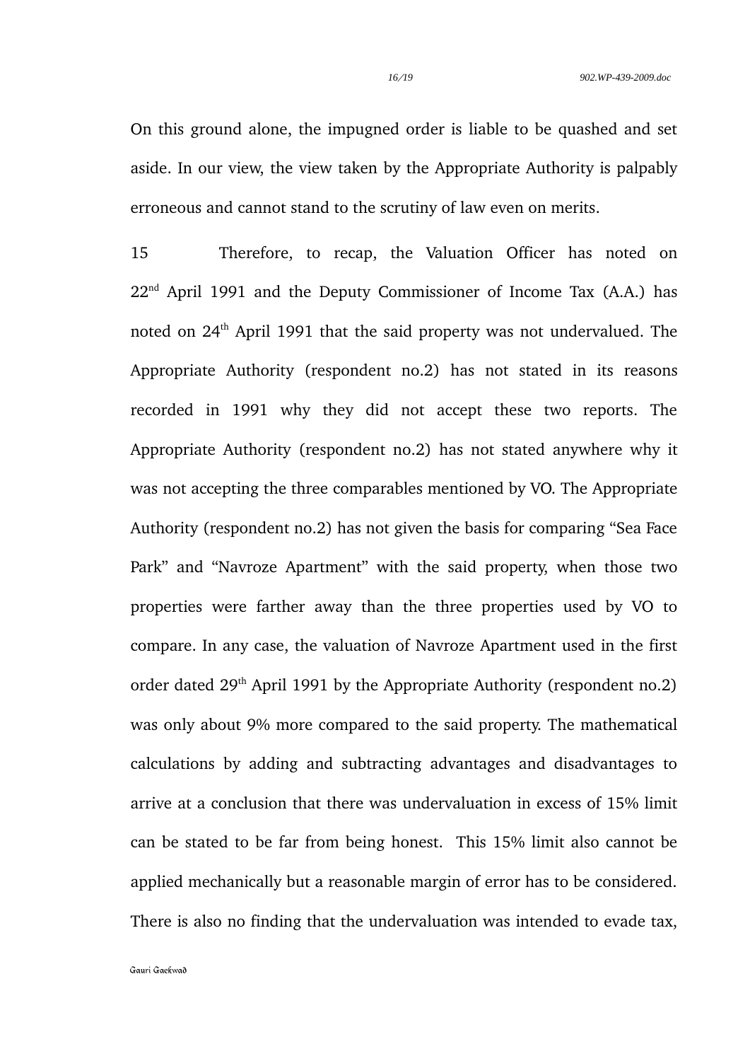On this ground alone, the impugned order is liable to be quashed and set aside. In our view, the view taken by the Appropriate Authority is palpably erroneous and cannot stand to the scrutiny of law even on merits.

15 Therefore, to recap, the Valuation Officer has noted on 22nd April 1991 and the Deputy Commissioner of Income Tax (A.A.) has noted on 24th April 1991 that the said property was not undervalued. The Appropriate Authority (respondent no.2) has not stated in its reasons recorded in 1991 why they did not accept these two reports. The Appropriate Authority (respondent no.2) has not stated anywhere why it was not accepting the three comparables mentioned by VO. The Appropriate Authority (respondent no.2) has not given the basis for comparing "Sea Face Park" and "Navroze Apartment" with the said property, when those two properties were farther away than the three properties used by VO to compare. In any case, the valuation of Navroze Apartment used in the first order dated 29th April 1991 by the Appropriate Authority (respondent no.2) was only about 9% more compared to the said property. The mathematical calculations by adding and subtracting advantages and disadvantages to arrive at a conclusion that there was undervaluation in excess of 15% limit can be stated to be far from being honest. This 15% limit also cannot be applied mechanically but a reasonable margin of error has to be considered. There is also no finding that the undervaluation was intended to evade tax,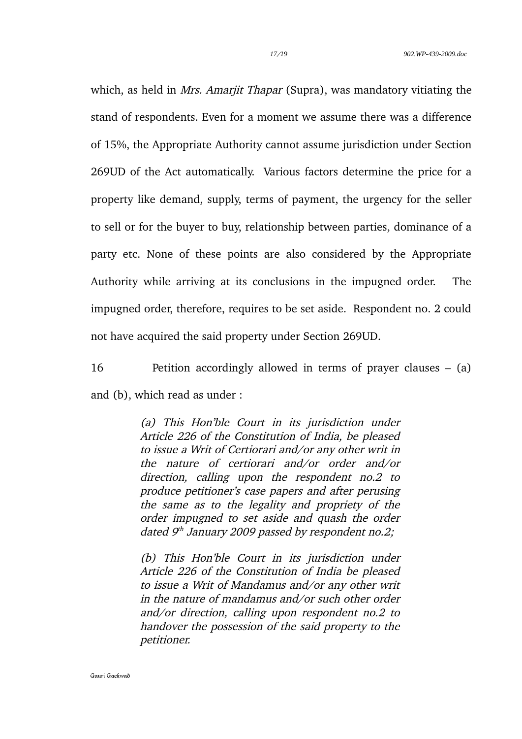which, as held in *Mrs. Amarjit Thapar* (Supra), was mandatory vitiating the stand of respondents. Even for a moment we assume there was a difference of 15%, the Appropriate Authority cannot assume jurisdiction under Section 269UD of the Act automatically. Various factors determine the price for a property like demand, supply, terms of payment, the urgency for the seller to sell or for the buyer to buy, relationship between parties, dominance of a party etc. None of these points are also considered by the Appropriate Authority while arriving at its conclusions in the impugned order. The impugned order, therefore, requires to be set aside. Respondent no. 2 could not have acquired the said property under Section 269UD.

16 Petition accordingly allowed in terms of prayer clauses – (a) and (b), which read as under :

> *(a) This Hon'ble Court in its jurisdiction under Article 226 of the Constitution of India, be pleased to issue a Writ of Certiorari and/or any other writ in the nature of certiorari and/or order and/or direction, calling upon the respondent no.2 to produce petitioner's case papers and after perusing the same as to the legality and propriety of the order impugned to set aside and quash the order dated 9th January 2009 passed by respondent no.2;*
>
> *(b) This Hon'ble Court in its jurisdiction under Article 226 of the Constitution of India be pleased to issue a Writ of Mandamus and/or any other writ in the nature of mandamus and/or such other order and/or direction, calling upon respondent no.2 to handover the possession of the said property to the petitioner.*

Gauri Gaekwad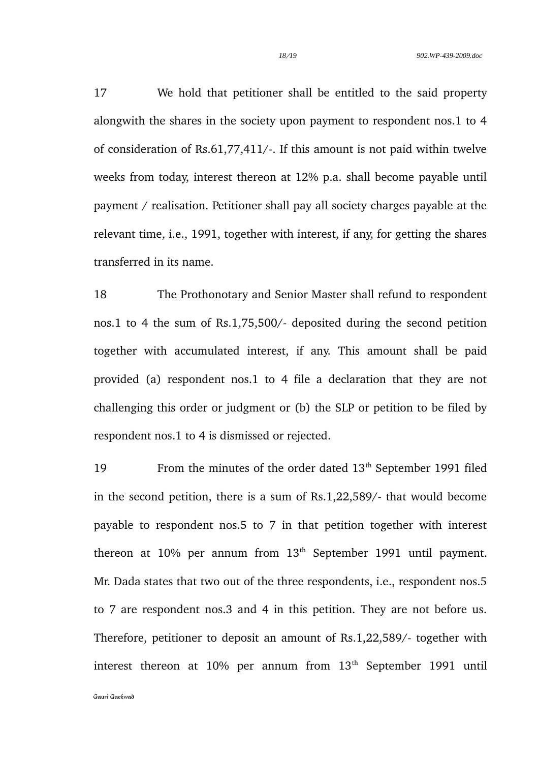17 We hold that petitioner shall be entitled to the said property alongwith the shares in the society upon payment to respondent nos.1 to 4 of consideration of Rs.61,77,411/-. If this amount is not paid within twelve weeks from today, interest thereon at 12% p.a. shall become payable until payment / realisation. Petitioner shall pay all society charges payable at the relevant time, i.e., 1991, together with interest, if any, for getting the shares transferred in its name.

18 The Prothonotary and Senior Master shall refund to respondent nos.1 to 4 the sum of Rs.1,75,500/- deposited during the second petition together with accumulated interest, if any. This amount shall be paid provided (a) respondent nos.1 to 4 file a declaration that they are not challenging this order or judgment or (b) the SLP or petition to be filed by respondent nos.1 to 4 is dismissed or rejected.

19 From the minutes of the order dated 13th September 1991 filed in the second petition, there is a sum of Rs.1,22,589/- that would become payable to respondent nos.5 to 7 in that petition together with interest thereon at 10% per annum from 13th September 1991 until payment. Mr. Dada states that two out of the three respondents, i.e., respondent nos.5 to 7 are respondent nos.3 and 4 in this petition. They are not before us. Therefore, petitioner to deposit an amount of Rs.1,22,589/- together with interest thereon at 10% per annum from 13th September 1991 until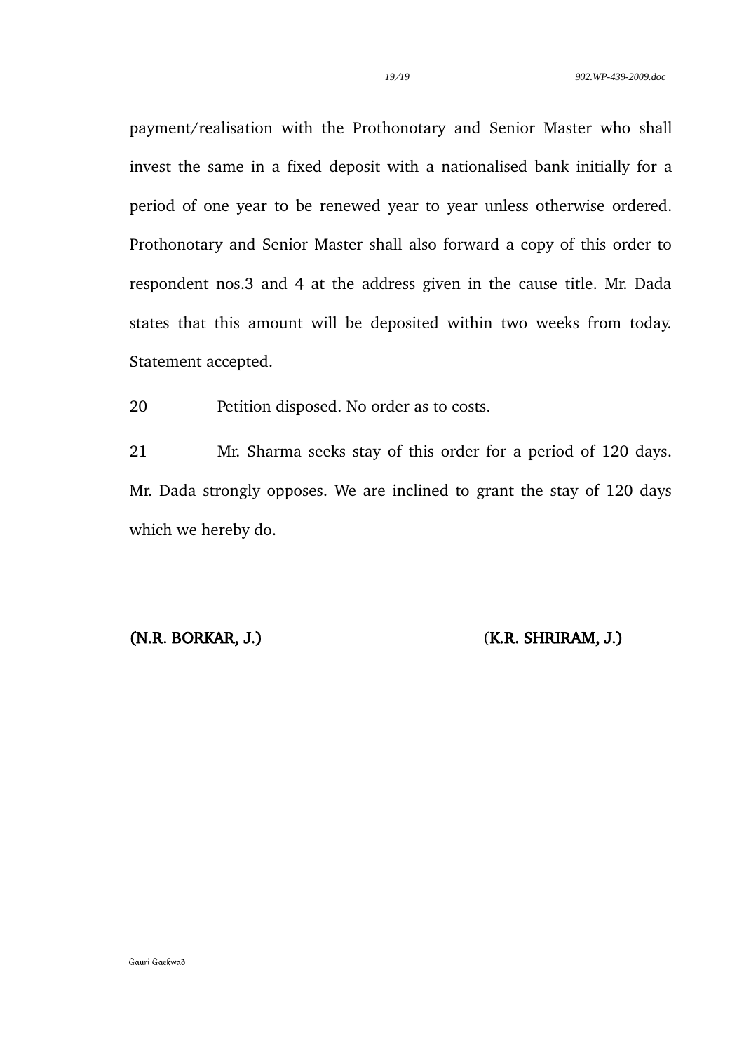payment/realisation with the Prothonotary and Senior Master who shall invest the same in a fixed deposit with a nationalised bank initially for a period of one year to be renewed year to year unless otherwise ordered. Prothonotary and Senior Master shall also forward a copy of this order to respondent nos.3 and 4 at the address given in the cause title. Mr. Dada states that this amount will be deposited within two weeks from today. Statement accepted.

20 Petition disposed. No order as to costs.

21 Mr. Sharma seeks stay of this order for a period of 120 days. Mr. Dada strongly opposes. We are inclined to grant the stay of 120 days which we hereby do.

**(N.R. BORKAR, J.)** **(K.R. SHRIRAM, J.)**

Gauri Gaekwad